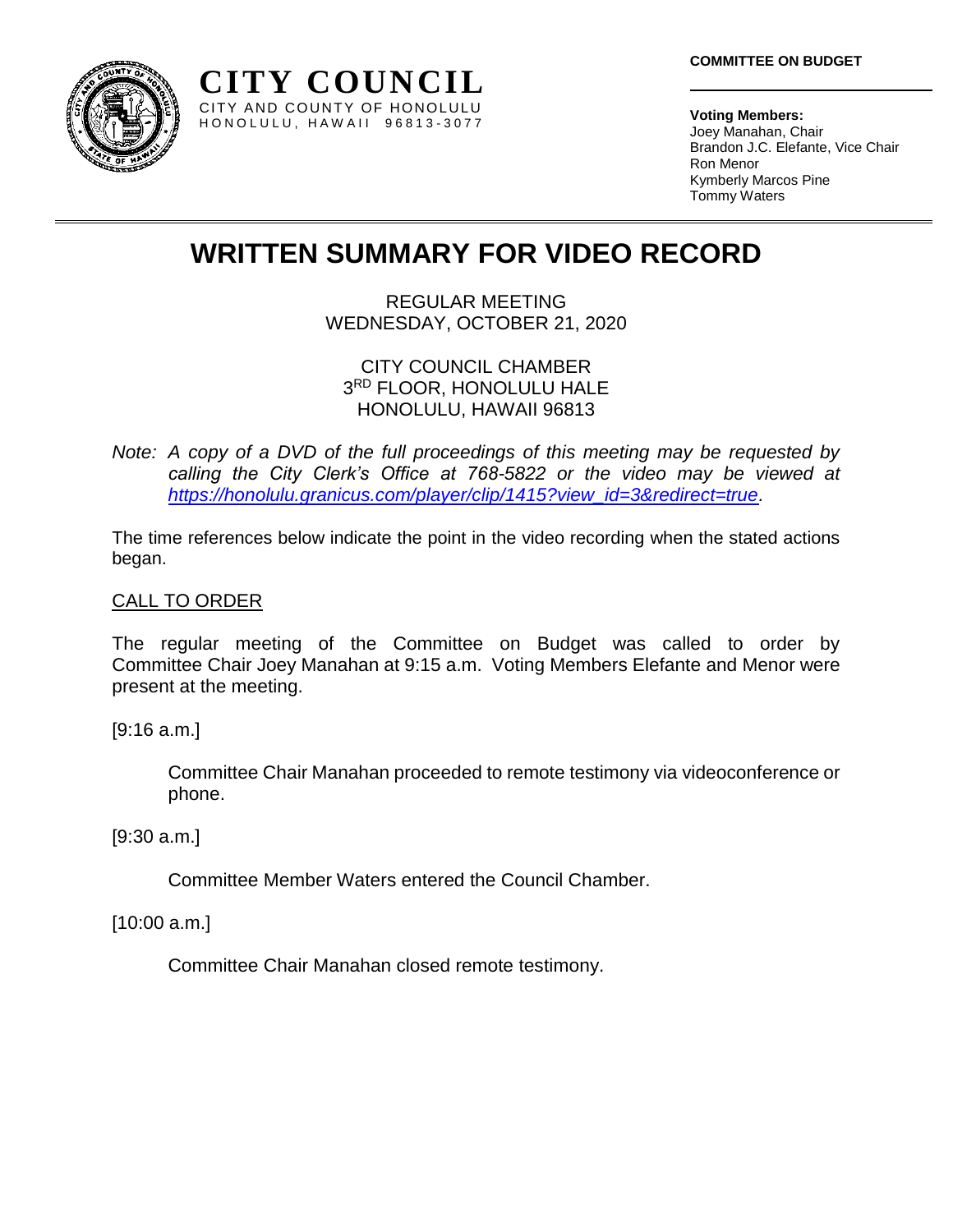**CITY COUNCIL**
CITY AND COUNTY OF HONOLULU
HONOLULU, HAWAII 96813-3077

**COMMITTEE ON BUDGET**

**Voting Members:**
Joey Manahan, Chair
Brandon J.C. Elefante, Vice Chair
Ron Menor
Kymberly Marcos Pine
Tommy Waters

# WRITTEN SUMMARY FOR VIDEO RECORD

REGULAR MEETING
WEDNESDAY, OCTOBER 21, 2020

CITY COUNCIL CHAMBER
3RD FLOOR, HONOLULU HALE
HONOLULU, HAWAII 96813

*Note: A copy of a DVD of the full proceedings of this meeting may be requested by calling the City Clerk's Office at 768-5822 or the video may be viewed at [https://honolulu.granicus.com/player/clip/1415?view_id=3&redirect=true](https://honolulu.granicus.com/player/clip/1415?view_id=3&redirect=true).*

The time references below indicate the point in the video recording when the stated actions began.

CALL TO ORDER

The regular meeting of the Committee on Budget was called to order by Committee Chair Joey Manahan at 9:15 a.m. Voting Members Elefante and Menor were present at the meeting.

[9:16 a.m.]

Committee Chair Manahan proceeded to remote testimony via videoconference or phone.

[9:30 a.m.]

Committee Member Waters entered the Council Chamber.

[10:00 a.m.]

Committee Chair Manahan closed remote testimony.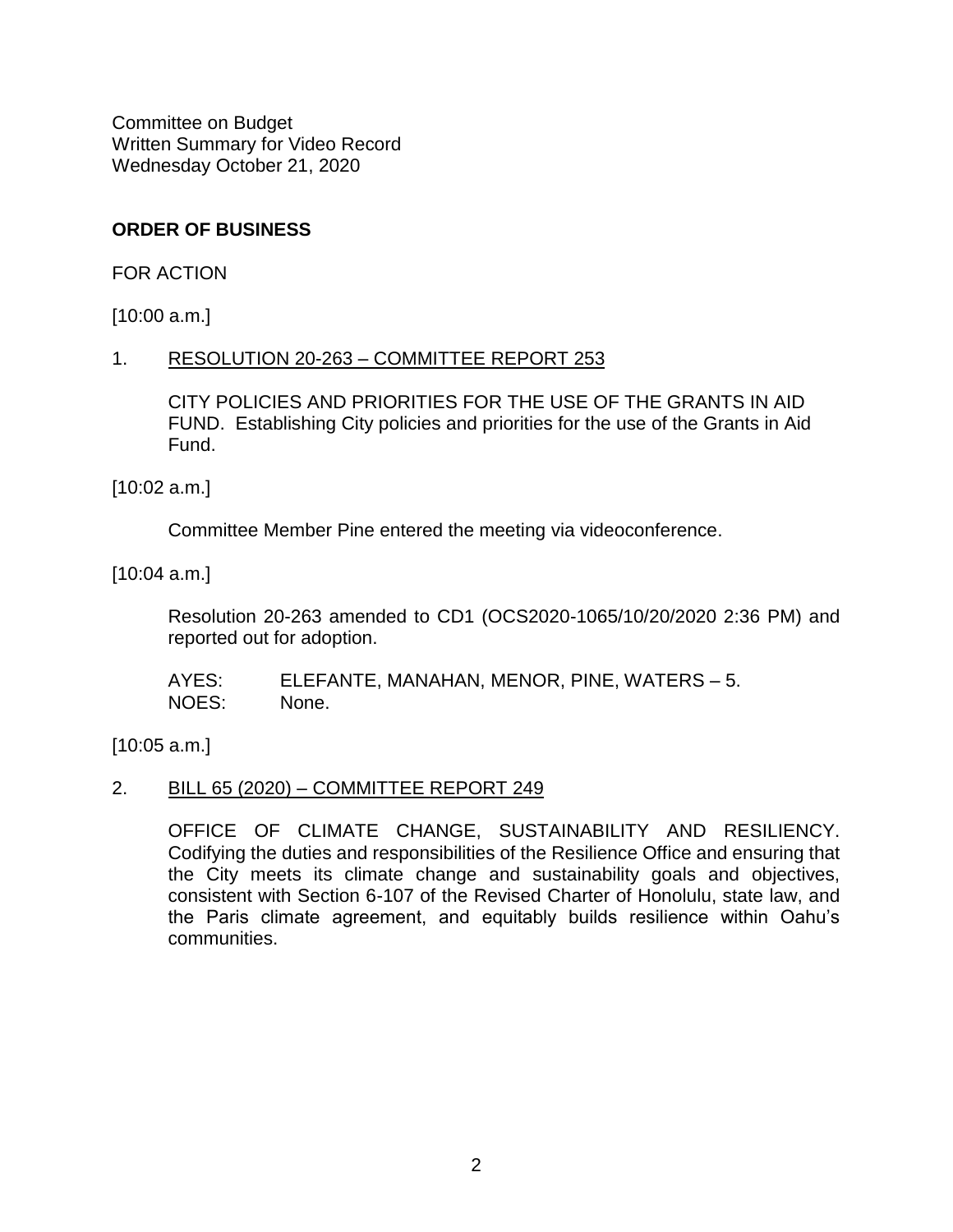Committee on Budget
Written Summary for Video Record
Wednesday October 21, 2020

**ORDER OF BUSINESS**

FOR ACTION

[10:00 a.m.]

1. <u>RESOLUTION 20-263 – COMMITTEE REPORT 253</u>

   CITY POLICIES AND PRIORITIES FOR THE USE OF THE GRANTS IN AID FUND. Establishing City policies and priorities for the use of the Grants in Aid Fund.

[10:02 a.m.]

Committee Member Pine entered the meeting via videoconference.

[10:04 a.m.]

Resolution 20-263 amended to CD1 (OCS2020-1065/10/20/2020 2:36 PM) and reported out for adoption.

AYES: ELEFANTE, MANAHAN, MENOR, PINE, WATERS – 5.
NOES: None.

[10:05 a.m.]

2. <u>BILL 65 (2020) – COMMITTEE REPORT 249</u>

   OFFICE OF CLIMATE CHANGE, SUSTAINABILITY AND RESILIENCY. Codifying the duties and responsibilities of the Resilience Office and ensuring that the City meets its climate change and sustainability goals and objectives, consistent with Section 6-107 of the Revised Charter of Honolulu, state law, and the Paris climate agreement, and equitably builds resilience within Oahu's communities.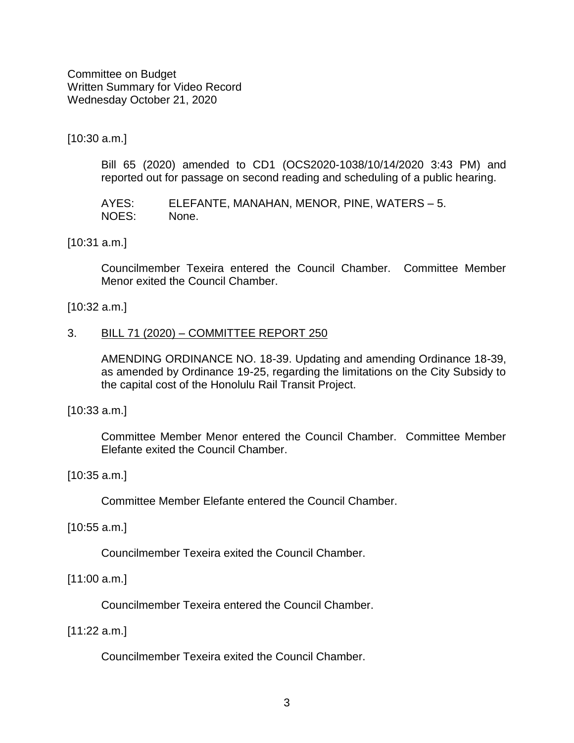Committee on Budget
Written Summary for Video Record
Wednesday October 21, 2020

[10:30 a.m.]

Bill 65 (2020) amended to CD1 (OCS2020-1038/10/14/2020 3:43 PM) and reported out for passage on second reading and scheduling of a public hearing.

AYES: ELEFANTE, MANAHAN, MENOR, PINE, WATERS – 5.
NOES: None.

[10:31 a.m.]

Councilmember Texeira entered the Council Chamber. Committee Member Menor exited the Council Chamber.

[10:32 a.m.]

3. <u>BILL 71 (2020) – COMMITTEE REPORT 250</u>

AMENDING ORDINANCE NO. 18-39. Updating and amending Ordinance 18-39, as amended by Ordinance 19-25, regarding the limitations on the City Subsidy to the capital cost of the Honolulu Rail Transit Project.

[10:33 a.m.]

Committee Member Menor entered the Council Chamber. Committee Member Elefante exited the Council Chamber.

[10:35 a.m.]

Committee Member Elefante entered the Council Chamber.

[10:55 a.m.]

Councilmember Texeira exited the Council Chamber.

[11:00 a.m.]

Councilmember Texeira entered the Council Chamber.

[11:22 a.m.]

Councilmember Texeira exited the Council Chamber.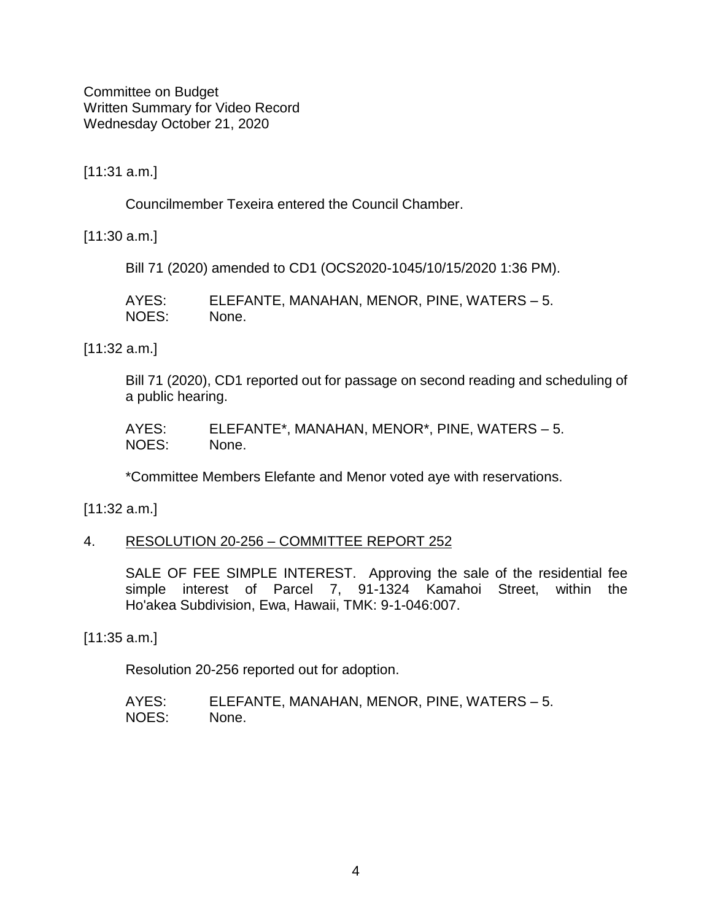Committee on Budget
Written Summary for Video Record
Wednesday October 21, 2020

[11:31 a.m.]

Councilmember Texeira entered the Council Chamber.

[11:30 a.m.]

Bill 71 (2020) amended to CD1 (OCS2020-1045/10/15/2020 1:36 PM).

AYES: ELEFANTE, MANAHAN, MENOR, PINE, WATERS – 5.
NOES: None.

[11:32 a.m.]

Bill 71 (2020), CD1 reported out for passage on second reading and scheduling of a public hearing.

AYES: ELEFANTE*, MANAHAN, MENOR*, PINE, WATERS – 5.
NOES: None.

*Committee Members Elefante and Menor voted aye with reservations.

[11:32 a.m.]

4. <u>RESOLUTION 20-256 – COMMITTEE REPORT 252</u>

SALE OF FEE SIMPLE INTEREST. Approving the sale of the residential fee simple interest of Parcel 7, 91-1324 Kamahoi Street, within the Ho'akea Subdivision, Ewa, Hawaii, TMK: 9-1-046:007.

[11:35 a.m.]

Resolution 20-256 reported out for adoption.

AYES: ELEFANTE, MANAHAN, MENOR, PINE, WATERS – 5.
NOES: None.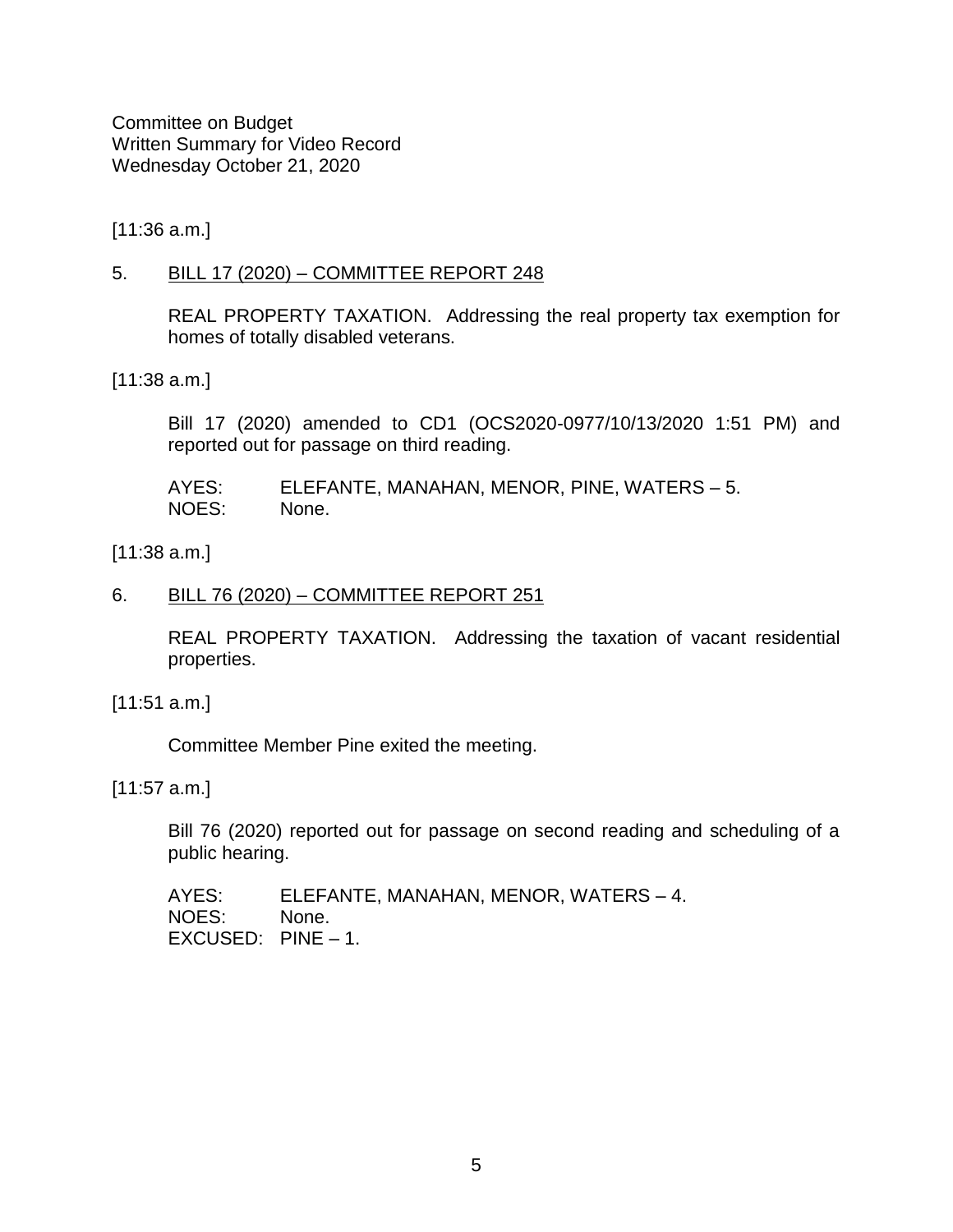Committee on Budget
Written Summary for Video Record
Wednesday October 21, 2020

[11:36 a.m.]

5. <u>BILL 17 (2020) – COMMITTEE REPORT 248</u>

   REAL PROPERTY TAXATION. Addressing the real property tax exemption for homes of totally disabled veterans.

[11:38 a.m.]

   Bill 17 (2020) amended to CD1 (OCS2020-0977/10/13/2020 1:51 PM) and reported out for passage on third reading.

   AYES: ELEFANTE, MANAHAN, MENOR, PINE, WATERS – 5.
   NOES: None.

[11:38 a.m.]

6. <u>BILL 76 (2020) – COMMITTEE REPORT 251</u>

   REAL PROPERTY TAXATION. Addressing the taxation of vacant residential properties.

[11:51 a.m.]

   Committee Member Pine exited the meeting.

[11:57 a.m.]

   Bill 76 (2020) reported out for passage on second reading and scheduling of a public hearing.

   AYES: ELEFANTE, MANAHAN, MENOR, WATERS – 4.
   NOES: None.
   EXCUSED: PINE – 1.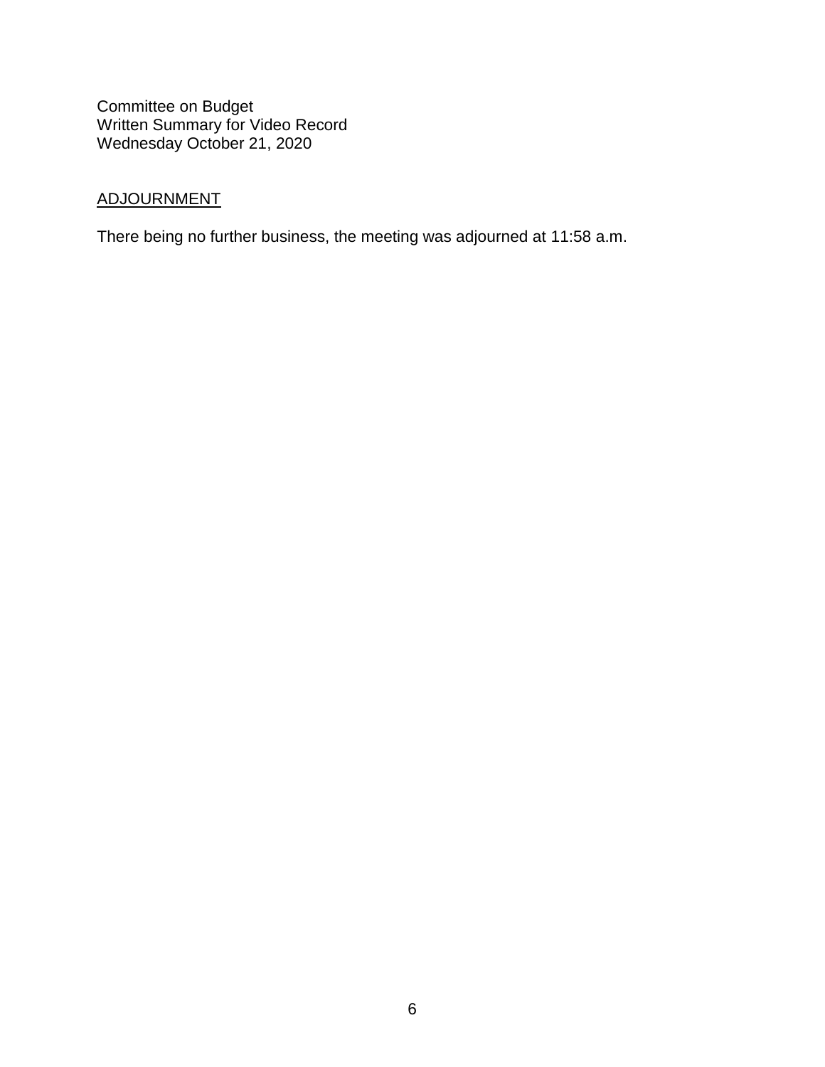## ADJOURNMENT

There being no further business, the meeting was adjourned at 11:58 a.m.